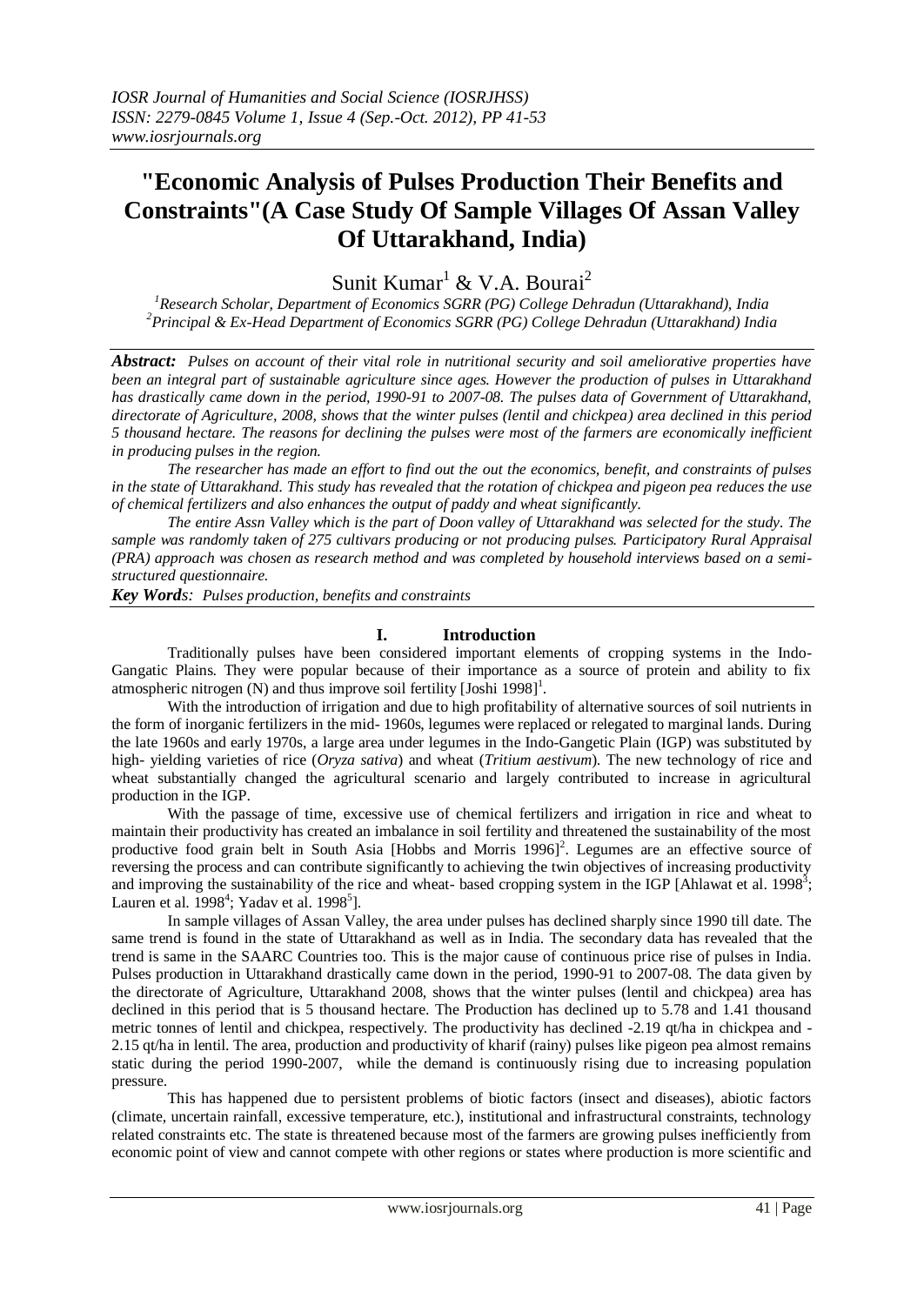# "Economic Analysis of Pulses Production Their Benefits and Constraints"(A Case Study Of Sample Villages Of Assan Valley Of Uttarakhand, India)

Sunit Kumar[1] & V.A. Bourai[2]

[1]*Research Scholar, Department of Economics SGRR (PG) College Dehradun (Uttarakhand), India*
[2]*Principal & Ex-Head Department of Economics SGRR (PG) College Dehradun (Uttarakhand) India*

***Abstract:*** *Pulses on account of their vital role in nutritional security and soil ameliorative properties have been an integral part of sustainable agriculture since ages. However the production of pulses in Uttarakhand has drastically came down in the period, 1990-91 to 2007-08. The pulses data of Government of Uttarakhand, directorate of Agriculture, 2008, shows that the winter pulses (lentil and chickpea) area declined in this period 5 thousand hectare. The reasons for declining the pulses were most of the farmers are economically inefficient in producing pulses in the region.*

*The researcher has made an effort to find out the out the economics, benefit, and constraints of pulses in the state of Uttarakhand. This study has revealed that the rotation of chickpea and pigeon pea reduces the use of chemical fertilizers and also enhances the output of paddy and wheat significantly.*

*The entire Assn Valley which is the part of Doon valley of Uttarakhand was selected for the study. The sample was randomly taken of 275 cultivars producing or not producing pulses. Participatory Rural Appraisal (PRA) approach was chosen as research method and was completed by household interviews based on a semi-structured questionnaire.*

***Key Words****: Pulses production, benefits and constraints*

## I. Introduction

Traditionally pulses have been considered important elements of cropping systems in the Indo-Gangatic Plains. They were popular because of their importance as a source of protein and ability to fix atmospheric nitrogen (N) and thus improve soil fertility [Joshi 1998][1].

With the introduction of irrigation and due to high profitability of alternative sources of soil nutrients in the form of inorganic fertilizers in the mid- 1960s, legumes were replaced or relegated to marginal lands. During the late 1960s and early 1970s, a large area under legumes in the Indo-Gangetic Plain (IGP) was substituted by high- yielding varieties of rice (*Oryza sativa*) and wheat (*Tritium aestivum*). The new technology of rice and wheat substantially changed the agricultural scenario and largely contributed to increase in agricultural production in the IGP.

With the passage of time, excessive use of chemical fertilizers and irrigation in rice and wheat to maintain their productivity has created an imbalance in soil fertility and threatened the sustainability of the most productive food grain belt in South Asia [Hobbs and Morris 1996][2]. Legumes are an effective source of reversing the process and can contribute significantly to achieving the twin objectives of increasing productivity and improving the sustainability of the rice and wheat- based cropping system in the IGP [Ahlawat et al. 1998[3]; Lauren et al. 1998[4]; Yadav et al. 1998[5]].

In sample villages of Assan Valley, the area under pulses has declined sharply since 1990 till date. The same trend is found in the state of Uttarakhand as well as in India. The secondary data has revealed that the trend is same in the SAARC Countries too. This is the major cause of continuous price rise of pulses in India. Pulses production in Uttarakhand drastically came down in the period, 1990-91 to 2007-08. The data given by the directorate of Agriculture, Uttarakhand 2008, shows that the winter pulses (lentil and chickpea) area has declined in this period that is 5 thousand hectare. The Production has declined up to 5.78 and 1.41 thousand metric tonnes of lentil and chickpea, respectively. The productivity has declined -2.19 qt/ha in chickpea and -2.15 qt/ha in lentil. The area, production and productivity of kharif (rainy) pulses like pigeon pea almost remains static during the period 1990-2007, while the demand is continuously rising due to increasing population pressure.

This has happened due to persistent problems of biotic factors (insect and diseases), abiotic factors (climate, uncertain rainfall, excessive temperature, etc.), institutional and infrastructural constraints, technology related constraints etc. The state is threatened because most of the farmers are growing pulses inefficiently from economic point of view and cannot compete with other regions or states where production is more scientific and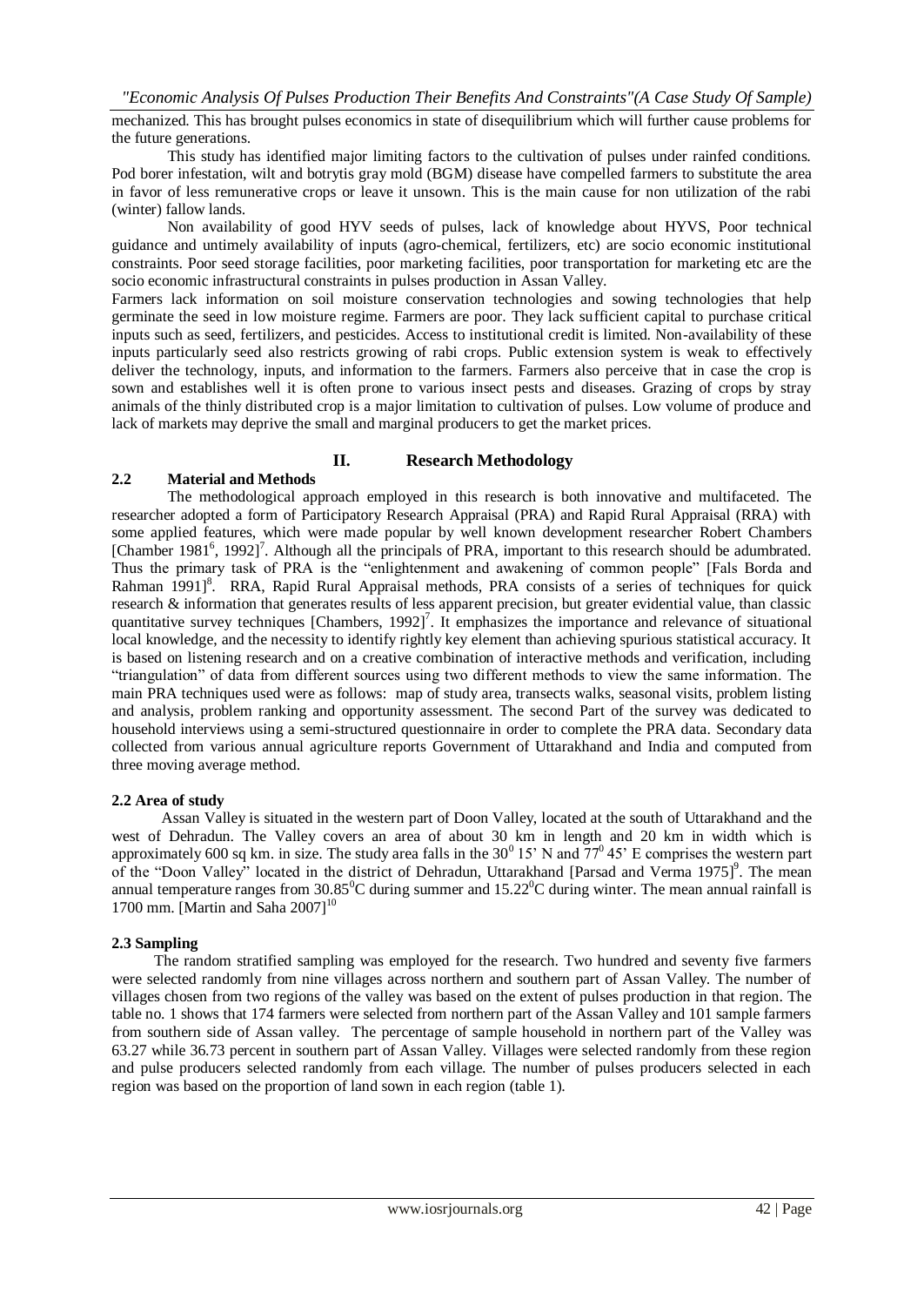mechanized. This has brought pulses economics in state of disequilibrium which will further cause problems for the future generations.

This study has identified major limiting factors to the cultivation of pulses under rainfed conditions. Pod borer infestation, wilt and botrytis gray mold (BGM) disease have compelled farmers to substitute the area in favor of less remunerative crops or leave it unsown. This is the main cause for non utilization of the rabi (winter) fallow lands.

Non availability of good HYV seeds of pulses, lack of knowledge about HYVS, Poor technical guidance and untimely availability of inputs (agro-chemical, fertilizers, etc) are socio economic institutional constraints. Poor seed storage facilities, poor marketing facilities, poor transportation for marketing etc are the socio economic infrastructural constraints in pulses production in Assan Valley.

Farmers lack information on soil moisture conservation technologies and sowing technologies that help germinate the seed in low moisture regime. Farmers are poor. They lack sufficient capital to purchase critical inputs such as seed, fertilizers, and pesticides. Access to institutional credit is limited. Non-availability of these inputs particularly seed also restricts growing of rabi crops. Public extension system is weak to effectively deliver the technology, inputs, and information to the farmers. Farmers also perceive that in case the crop is sown and establishes well it is often prone to various insect pests and diseases. Grazing of crops by stray animals of the thinly distributed crop is a major limitation to cultivation of pulses. Low volume of produce and lack of markets may deprive the small and marginal producers to get the market prices.

## II. Research Methodology

### 2.2 Material and Methods

The methodological approach employed in this research is both innovative and multifaceted. The researcher adopted a form of Participatory Research Appraisal (PRA) and Rapid Rural Appraisal (RRA) with some applied features, which were made popular by well known development researcher Robert Chambers [Chamber 1981[6], 1992][7]. Although all the principals of PRA, important to this research should be adumbrated. Thus the primary task of PRA is the "enlightenment and awakening of common people" [Fals Borda and Rahman 1991][8]. RRA, Rapid Rural Appraisal methods, PRA consists of a series of techniques for quick research & information that generates results of less apparent precision, but greater evidential value, than classic quantitative survey techniques [Chambers, 1992][7]. It emphasizes the importance and relevance of situational local knowledge, and the necessity to identify rightly key element than achieving spurious statistical accuracy. It is based on listening research and on a creative combination of interactive methods and verification, including "triangulation" of data from different sources using two different methods to view the same information. The main PRA techniques used were as follows: map of study area, transects walks, seasonal visits, problem listing and analysis, problem ranking and opportunity assessment. The second Part of the survey was dedicated to household interviews using a semi-structured questionnaire in order to complete the PRA data. Secondary data collected from various annual agriculture reports Government of Uttarakhand and India and computed from three moving average method.

### 2.2 Area of study

Assan Valley is situated in the western part of Doon Valley, located at the south of Uttarakhand and the west of Dehradun. The Valley covers an area of about 30 km in length and 20 km in width which is approximately 600 sq km. in size. The study area falls in the $30^0$ 15' N and $77^0$ 45' E comprises the western part of the "Doon Valley" located in the district of Dehradun, Uttarakhand [Parsad and Verma 1975][9]. The mean annual temperature ranges from $30.85^0$C during summer and $15.22^0$C during winter. The mean annual rainfall is 1700 mm. [Martin and Saha 2007][10]

### 2.3 Sampling

The random stratified sampling was employed for the research. Two hundred and seventy five farmers were selected randomly from nine villages across northern and southern part of Assan Valley. The number of villages chosen from two regions of the valley was based on the extent of pulses production in that region. The table no. 1 shows that 174 farmers were selected from northern part of the Assan Valley and 101 sample farmers from southern side of Assan valley. The percentage of sample household in northern part of the Valley was 63.27 while 36.73 percent in southern part of Assan Valley. Villages were selected randomly from these region and pulse producers selected randomly from each village. The number of pulses producers selected in each region was based on the proportion of land sown in each region (table 1).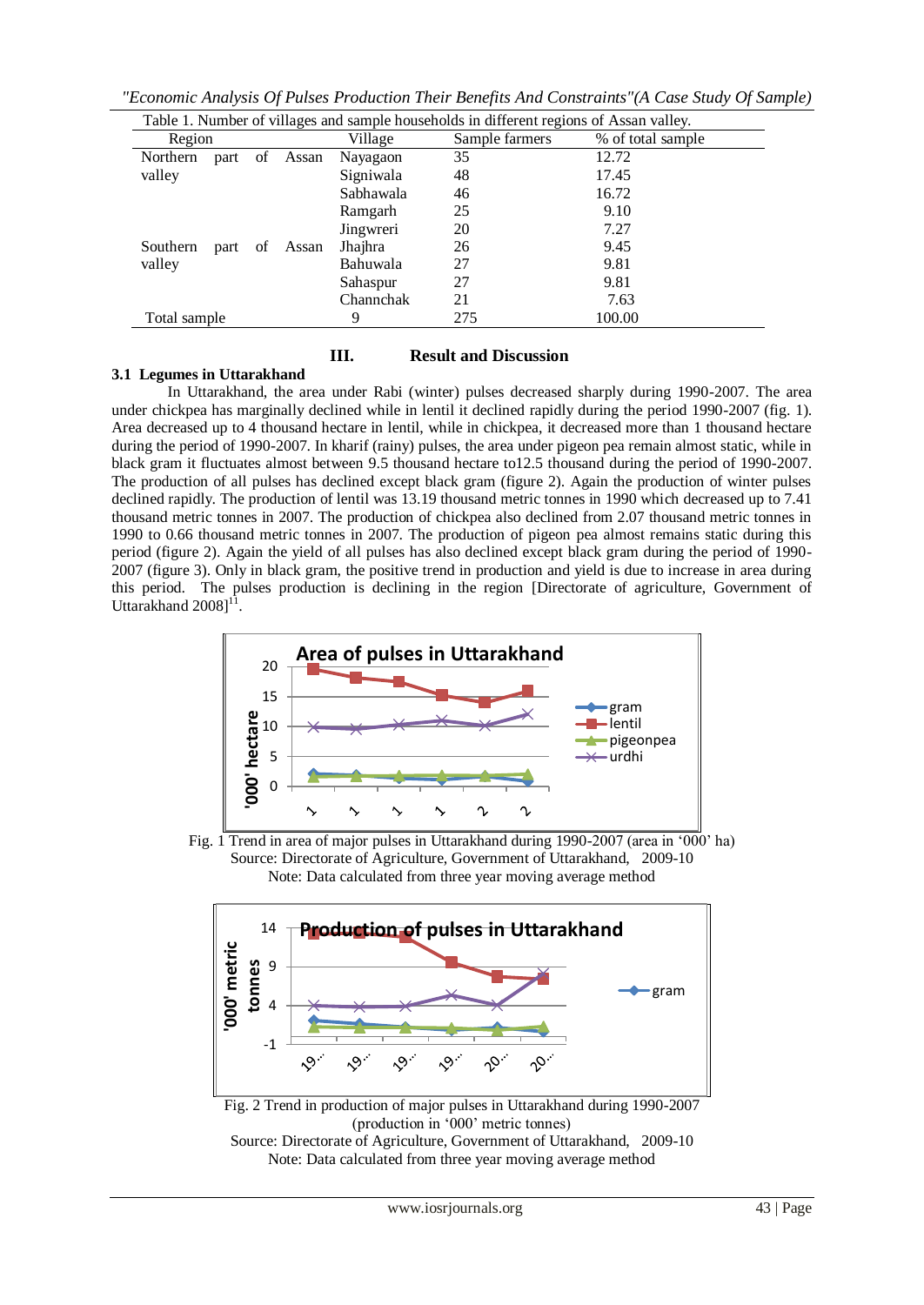Table 1. Number of villages and sample households in different regions of Assan valley.

| Region | Village | Sample farmers | % of total sample |
|---|---|---|---|
| Northern part of Assan valley | Nayagaon | 35 | 12.72 |
| | Signiwala | 48 | 17.45 |
| | Sabhawala | 46 | 16.72 |
| | Ramgarh | 25 | 9.10 |
| | Jingwreri | 20 | 7.27 |
| Southern part of Assan valley | Jhajhra | 26 | 9.45 |
| | Bahuwala | 27 | 9.81 |
| | Sahaspur | 27 | 9.81 |
| | Channchak | 21 | 7.63 |
| Total sample | 9 | 275 | 100.00 |

## III. Result and Discussion

### 3.1 Legumes in Uttarakhand

In Uttarakhand, the area under Rabi (winter) pulses decreased sharply during 1990-2007. The area under chickpea has marginally declined while in lentil it declined rapidly during the period 1990-2007 (fig. 1). Area decreased up to 4 thousand hectare in lentil, while in chickpea, it decreased more than 1 thousand hectare during the period of 1990-2007. In kharif (rainy) pulses, the area under pigeon pea remain almost static, while in black gram it fluctuates almost between 9.5 thousand hectare to12.5 thousand during the period of 1990-2007. The production of all pulses has declined except black gram (figure 2). Again the production of winter pulses declined rapidly. The production of lentil was 13.19 thousand metric tonnes in 1990 which decreased up to 7.41 thousand metric tonnes in 2007. The production of chickpea also declined from 2.07 thousand metric tonnes in 1990 to 0.66 thousand metric tonnes in 2007. The production of pigeon pea almost remains static during this period (figure 2). Again the yield of all pulses has also declined except black gram during the period of 1990-2007 (figure 3). Only in black gram, the positive trend in production and yield is due to increase in area during this period. The pulses production is declining in the region [Directorate of agriculture, Government of Uttarakhand 2008][11].

Fig. 1 Trend in area of major pulses in Uttarakhand during 1990-2007 (area in '000' ha)
Source: Directorate of Agriculture, Government of Uttarakhand, 2009-10
Note: Data calculated from three year moving average method

Fig. 2 Trend in production of major pulses in Uttarakhand during 1990-2007 (production in '000' metric tonnes)
Source: Directorate of Agriculture, Government of Uttarakhand, 2009-10
Note: Data calculated from three year moving average method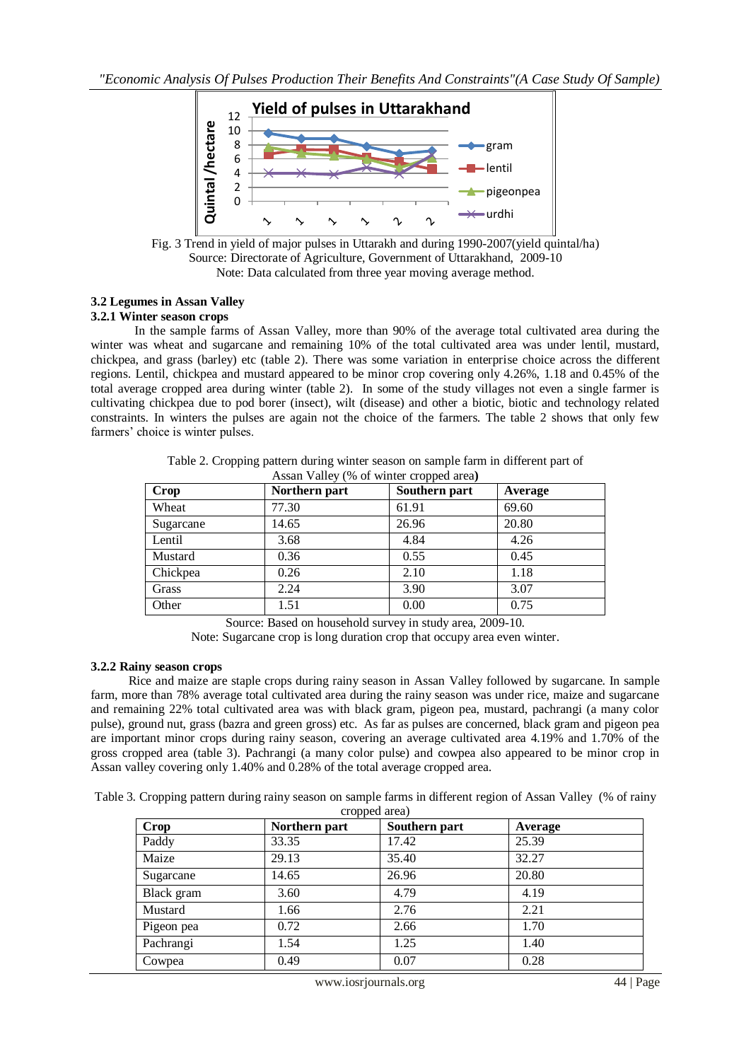Fig. 3 Trend in yield of major pulses in Uttarakh and during 1990-2007(yield quintal/ha)
Source: Directorate of Agriculture, Government of Uttarakhand, 2009-10
Note: Data calculated from three year moving average method.

### 3.2 Legumes in Assan Valley

#### 3.2.1 Winter season crops

In the sample farms of Assan Valley, more than 90% of the average total cultivated area during the winter was wheat and sugarcane and remaining 10% of the total cultivated area was under lentil, mustard, chickpea, and grass (barley) etc (table 2). There was some variation in enterprise choice across the different regions. Lentil, chickpea and mustard appeared to be minor crop covering only 4.26%, 1.18 and 0.45% of the total average cropped area during winter (table 2). In some of the study villages not even a single farmer is cultivating chickpea due to pod borer (insect), wilt (disease) and other a biotic, biotic and technology related constraints. In winters the pulses are again not the choice of the farmers. The table 2 shows that only few farmers' choice is winter pulses.

Table 2. Cropping pattern during winter season on sample farm in different part of Assan Valley (% of winter cropped area)

| Crop | Northern part | Southern part | Average |
|---|---|---|---|
| Wheat | 77.30 | 61.91 | 69.60 |
| Sugarcane | 14.65 | 26.96 | 20.80 |
| Lentil | 3.68 | 4.84 | 4.26 |
| Mustard | 0.36 | 0.55 | 0.45 |
| Chickpea | 0.26 | 2.10 | 1.18 |
| Grass | 2.24 | 3.90 | 3.07 |
| Other | 1.51 | 0.00 | 0.75 |

Source: Based on household survey in study area, 2009-10.
Note: Sugarcane crop is long duration crop that occupy area even winter.

#### 3.2.2 Rainy season crops

Rice and maize are staple crops during rainy season in Assan Valley followed by sugarcane. In sample farm, more than 78% average total cultivated area during the rainy season was under rice, maize and sugarcane and remaining 22% total cultivated area was with black gram, pigeon pea, mustard, pachrangi (a many color pulse), ground nut, grass (bazra and green gross) etc. As far as pulses are concerned, black gram and pigeon pea are important minor crops during rainy season, covering an average cultivated area 4.19% and 1.70% of the gross cropped area (table 3). Pachrangi (a many color pulse) and cowpea also appeared to be minor crop in Assan valley covering only 1.40% and 0.28% of the total average cropped area.

Table 3. Cropping pattern during rainy season on sample farms in different region of Assan Valley (% of rainy cropped area)

| Crop | Northern part | Southern part | Average |
|---|---|---|---|
| Paddy | 33.35 | 17.42 | 25.39 |
| Maize | 29.13 | 35.40 | 32.27 |
| Sugarcane | 14.65 | 26.96 | 20.80 |
| Black gram | 3.60 | 4.79 | 4.19 |
| Mustard | 1.66 | 2.76 | 2.21 |
| Pigeon pea | 0.72 | 2.66 | 1.70 |
| Pachrangi | 1.54 | 1.25 | 1.40 |
| Cowpea | 0.49 | 0.07 | 0.28 |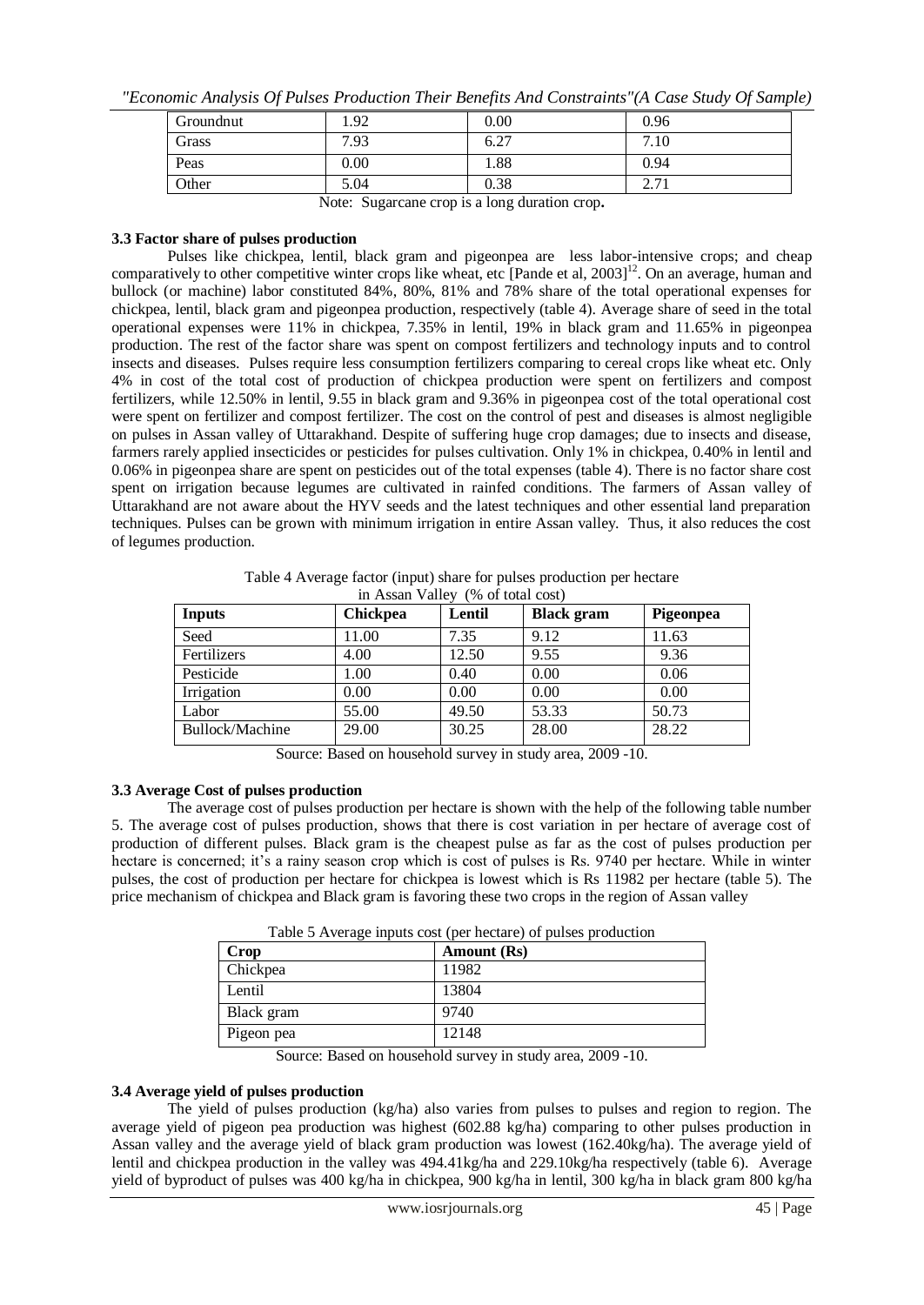| Groundnut | 1.92 | 0.00 | 0.96 |
|---|---|---|---|
| Grass | 7.93 | 6.27 | 7.10 |
| Peas | 0.00 | 1.88 | 0.94 |
| Other | 5.04 | 0.38 | 2.71 |

Note: Sugarcane crop is a long duration crop**.**

### 3.3 Factor share of pulses production

Pulses like chickpea, lentil, black gram and pigeonpea are less labor-intensive crops; and cheap comparatively to other competitive winter crops like wheat, etc [Pande et al, 2003][12]. On an average, human and bullock (or machine) labor constituted 84%, 80%, 81% and 78% share of the total operational expenses for chickpea, lentil, black gram and pigeonpea production, respectively (table 4). Average share of seed in the total operational expenses were 11% in chickpea, 7.35% in lentil, 19% in black gram and 11.65% in pigeonpea production. The rest of the factor share was spent on compost fertilizers and technology inputs and to control insects and diseases. Pulses require less consumption fertilizers comparing to cereal crops like wheat etc. Only 4% in cost of the total cost of production of chickpea production were spent on fertilizers and compost fertilizers, while 12.50% in lentil, 9.55 in black gram and 9.36% in pigeonpea cost of the total operational cost were spent on fertilizer and compost fertilizer. The cost on the control of pest and diseases is almost negligible on pulses in Assan valley of Uttarakhand. Despite of suffering huge crop damages; due to insects and disease, farmers rarely applied insecticides or pesticides for pulses cultivation. Only 1% in chickpea, 0.40% in lentil and 0.06% in pigeonpea share are spent on pesticides out of the total expenses (table 4). There is no factor share cost spent on irrigation because legumes are cultivated in rainfed conditions. The farmers of Assan valley of Uttarakhand are not aware about the HYV seeds and the latest techniques and other essential land preparation techniques. Pulses can be grown with minimum irrigation in entire Assan valley. Thus, it also reduces the cost of legumes production.

Table 4 Average factor (input) share for pulses production per hectare in Assan Valley (% of total cost)

| Inputs | Chickpea | Lentil | Black gram | Pigeonpea |
|---|---|---|---|---|
| Seed | 11.00 | 7.35 | 9.12 | 11.63 |
| Fertilizers | 4.00 | 12.50 | 9.55 | 9.36 |
| Pesticide | 1.00 | 0.40 | 0.00 | 0.06 |
| Irrigation | 0.00 | 0.00 | 0.00 | 0.00 |
| Labor | 55.00 | 49.50 | 53.33 | 50.73 |
| Bullock/Machine | 29.00 | 30.25 | 28.00 | 28.22 |

Source: Based on household survey in study area, 2009 -10.

### 3.3 Average Cost of pulses production

The average cost of pulses production per hectare is shown with the help of the following table number 5. The average cost of pulses production, shows that there is cost variation in per hectare of average cost of production of different pulses. Black gram is the cheapest pulse as far as the cost of pulses production per hectare is concerned; it's a rainy season crop which is cost of pulses is Rs. 9740 per hectare. While in winter pulses, the cost of production per hectare for chickpea is lowest which is Rs 11982 per hectare (table 5). The price mechanism of chickpea and Black gram is favoring these two crops in the region of Assan valley

Table 5 Average inputs cost (per hectare) of pulses production

| Crop | Amount (Rs) |
|---|---|
| Chickpea | 11982 |
| Lentil | 13804 |
| Black gram | 9740 |
| Pigeon pea | 12148 |

Source: Based on household survey in study area, 2009 -10.

### 3.4 Average yield of pulses production

The yield of pulses production (kg/ha) also varies from pulses to pulses and region to region. The average yield of pigeon pea production was highest (602.88 kg/ha) comparing to other pulses production in Assan valley and the average yield of black gram production was lowest (162.40kg/ha). The average yield of lentil and chickpea production in the valley was 494.41kg/ha and 229.10kg/ha respectively (table 6). Average yield of byproduct of pulses was 400 kg/ha in chickpea, 900 kg/ha in lentil, 300 kg/ha in black gram 800 kg/ha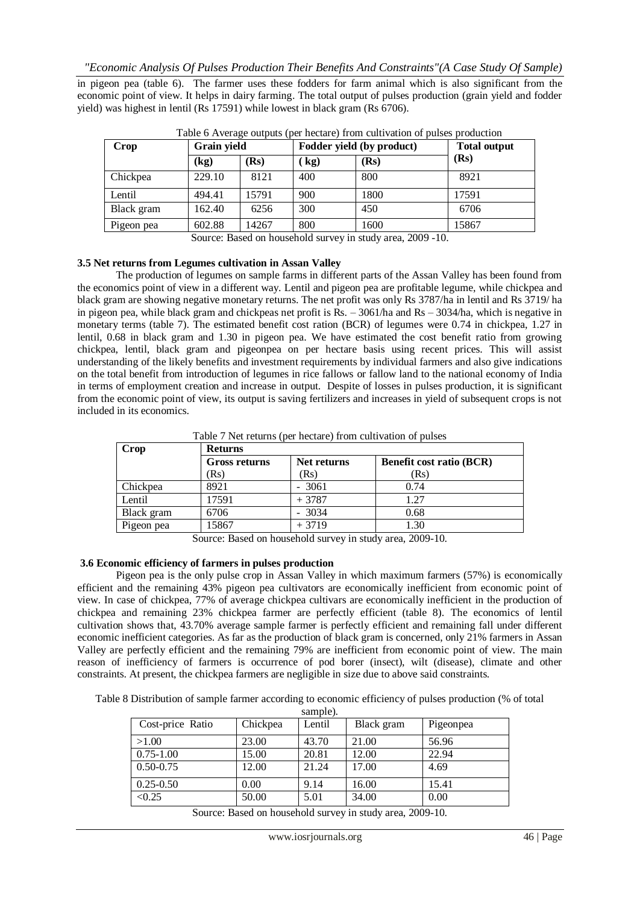in pigeon pea (table 6). The farmer uses these fodders for farm animal which is also significant from the economic point of view. It helps in dairy farming. The total output of pulses production (grain yield and fodder yield) was highest in lentil (Rs 17591) while lowest in black gram (Rs 6706).

Table 6 Average outputs (per hectare) from cultivation of pulses production

| Crop | Grain yield | | Fodder yield (by product) | | Total output (Rs) |
|---|---|---|---|---|---|
| | (kg) | (Rs) | (kg) | (Rs) | |
| Chickpea | 229.10 | 8121 | 400 | 800 | 8921 |
| Lentil | 494.41 | 15791 | 900 | 1800 | 17591 |
| Black gram | 162.40 | 6256 | 300 | 450 | 6706 |
| Pigeon pea | 602.88 | 14267 | 800 | 1600 | 15867 |

Source: Based on household survey in study area, 2009 -10.

### 3.5 Net returns from Legumes cultivation in Assan Valley

The production of legumes on sample farms in different parts of the Assan Valley has been found from the economics point of view in a different way. Lentil and pigeon pea are profitable legume, while chickpea and black gram are showing negative monetary returns. The net profit was only Rs 3787/ha in lentil and Rs 3719/ ha in pigeon pea, while black gram and chickpeas net profit is Rs. – 3061/ha and Rs – 3034/ha, which is negative in monetary terms (table 7). The estimated benefit cost ration (BCR) of legumes were 0.74 in chickpea, 1.27 in lentil, 0.68 in black gram and 1.30 in pigeon pea. We have estimated the cost benefit ratio from growing chickpea, lentil, black gram and pigeonpea on per hectare basis using recent prices. This will assist understanding of the likely benefits and investment requirements by individual farmers and also give indications on the total benefit from introduction of legumes in rice fallows or fallow land to the national economy of India in terms of employment creation and increase in output. Despite of losses in pulses production, it is significant from the economic point of view, its output is saving fertilizers and increases in yield of subsequent crops is not included in its economics.

Table 7 Net returns (per hectare) from cultivation of pulses

| Crop | Returns | | |
|---|---|---|---|
| | Gross returns (Rs) | Net returns (Rs) | Benefit cost ratio (BCR) (Rs) |
| Chickpea | 8921 | - 3061 | 0.74 |
| Lentil | 17591 | + 3787 | 1.27 |
| Black gram | 6706 | - 3034 | 0.68 |
| Pigeon pea | 15867 | + 3719 | 1.30 |

Source: Based on household survey in study area, 2009-10.

### 3.6 Economic efficiency of farmers in pulses production

Pigeon pea is the only pulse crop in Assan Valley in which maximum farmers (57%) is economically efficient and the remaining 43% pigeon pea cultivators are economically inefficient from economic point of view. In case of chickpea, 77% of average chickpea cultivars are economically inefficient in the production of chickpea and remaining 23% chickpea farmer are perfectly efficient (table 8). The economics of lentil cultivation shows that, 43.70% average sample farmer is perfectly efficient and remaining fall under different economic inefficient categories. As far as the production of black gram is concerned, only 21% farmers in Assan Valley are perfectly efficient and the remaining 79% are inefficient from economic point of view. The main reason of inefficiency of farmers is occurrence of pod borer (insect), wilt (disease), climate and other constraints. At present, the chickpea farmers are negligible in size due to above said constraints.

Table 8 Distribution of sample farmer according to economic efficiency of pulses production (% of total sample).

| Cost-price Ratio | Chickpea | Lentil | Black gram | Pigeonpea |
|---|---|---|---|---|
| >1.00 | 23.00 | 43.70 | 21.00 | 56.96 |
| 0.75-1.00 | 15.00 | 20.81 | 12.00 | 22.94 |
| 0.50-0.75 | 12.00 | 21.24 | 17.00 | 4.69 |
| 0.25-0.50 | 0.00 | 9.14 | 16.00 | 15.41 |
| <0.25 | 50.00 | 5.01 | 34.00 | 0.00 |

Source: Based on household survey in study area, 2009-10.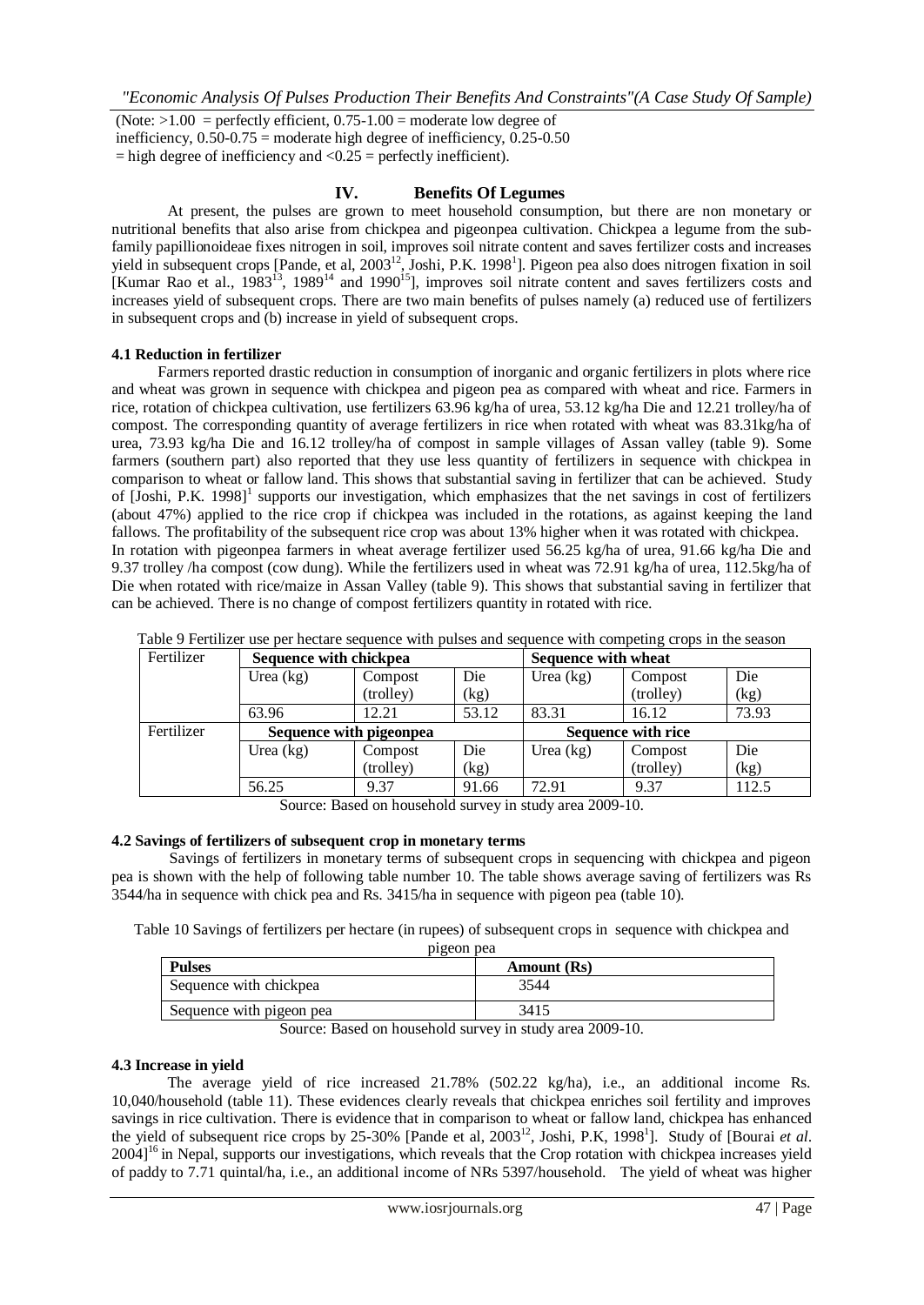(Note: >1.00 = perfectly efficient, 0.75-1.00 = moderate low degree of inefficiency, 0.50-0.75 = moderate high degree of inefficiency, 0.25-0.50 = high degree of inefficiency and <0.25 = perfectly inefficient).

## IV. Benefits Of Legumes

At present, the pulses are grown to meet household consumption, but there are non monetary or nutritional benefits that also arise from chickpea and pigeonpea cultivation. Chickpea a legume from the sub-family papillionoideae fixes nitrogen in soil, improves soil nitrate content and saves fertilizer costs and increases yield in subsequent crops [Pande, et al, 2003[12], Joshi, P.K. 1998[1]]. Pigeon pea also does nitrogen fixation in soil [Kumar Rao et al., 1983[13], 1989[14] and 1990[15]], improves soil nitrate content and saves fertilizers costs and increases yield of subsequent crops. There are two main benefits of pulses namely (a) reduced use of fertilizers in subsequent crops and (b) increase in yield of subsequent crops.

### 4.1 Reduction in fertilizer

Farmers reported drastic reduction in consumption of inorganic and organic fertilizers in plots where rice and wheat was grown in sequence with chickpea and pigeon pea as compared with wheat and rice. Farmers in rice, rotation of chickpea cultivation, use fertilizers 63.96 kg/ha of urea, 53.12 kg/ha Die and 12.21 trolley/ha of compost. The corresponding quantity of average fertilizers in rice when rotated with wheat was 83.31kg/ha of urea, 73.93 kg/ha Die and 16.12 trolley/ha of compost in sample villages of Assan valley (table 9). Some farmers (southern part) also reported that they use less quantity of fertilizers in sequence with chickpea in comparison to wheat or fallow land. This shows that substantial saving in fertilizer that can be achieved. Study of [Joshi, P.K. 1998][1] supports our investigation, which emphasizes that the net savings in cost of fertilizers (about 47%) applied to the rice crop if chickpea was included in the rotations, as against keeping the land fallows. The profitability of the subsequent rice crop was about 13% higher when it was rotated with chickpea.

In rotation with pigeonpea farmers in wheat average fertilizer used 56.25 kg/ha of urea, 91.66 kg/ha Die and 9.37 trolley /ha compost (cow dung). While the fertilizers used in wheat was 72.91 kg/ha of urea, 112.5kg/ha of Die when rotated with rice/maize in Assan Valley (table 9). This shows that substantial saving in fertilizer that can be achieved. There is no change of compost fertilizers quantity in rotated with rice.

Table 9 Fertilizer use per hectare sequence with pulses and sequence with competing crops in the season

| Fertilizer | Sequence with chickpea | | | Sequence with wheat | | |
|---|---|---|---|---|---|---|
| | Urea (kg) | Compost (trolley) | Die (kg) | Urea (kg) | Compost (trolley) | Die (kg) |
| | 63.96 | 12.21 | 53.12 | 83.31 | 16.12 | 73.93 |
| Fertilizer | Sequence with pigeonpea | | | Sequence with rice | | |
| | Urea (kg) | Compost (trolley) | Die (kg) | Urea (kg) | Compost (trolley) | Die (kg) |
| | 56.25 | 9.37 | 91.66 | 72.91 | 9.37 | 112.5 |

Source: Based on household survey in study area 2009-10.

### 4.2 Savings of fertilizers of subsequent crop in monetary terms

Savings of fertilizers in monetary terms of subsequent crops in sequencing with chickpea and pigeon pea is shown with the help of following table number 10. The table shows average saving of fertilizers was Rs 3544/ha in sequence with chick pea and Rs. 3415/ha in sequence with pigeon pea (table 10).

Table 10 Savings of fertilizers per hectare (in rupees) of subsequent crops in sequence with chickpea and pigeon pea

| Pulses | Amount (Rs) |
|---|---|
| Sequence with chickpea | 3544 |
| Sequence with pigeon pea | 3415 |

Source: Based on household survey in study area 2009-10.

### 4.3 Increase in yield

The average yield of rice increased 21.78% (502.22 kg/ha), i.e., an additional income Rs. 10,040/household (table 11). These evidences clearly reveals that chickpea enriches soil fertility and improves savings in rice cultivation. There is evidence that in comparison to wheat or fallow land, chickpea has enhanced the yield of subsequent rice crops by 25-30% [Pande et al, 2003[12], Joshi, P.K, 1998[1]]. Study of [Bourai *et al*. 2004][16] in Nepal, supports our investigations, which reveals that the Crop rotation with chickpea increases yield of paddy to 7.71 quintal/ha, i.e., an additional income of NRs 5397/household. The yield of wheat was higher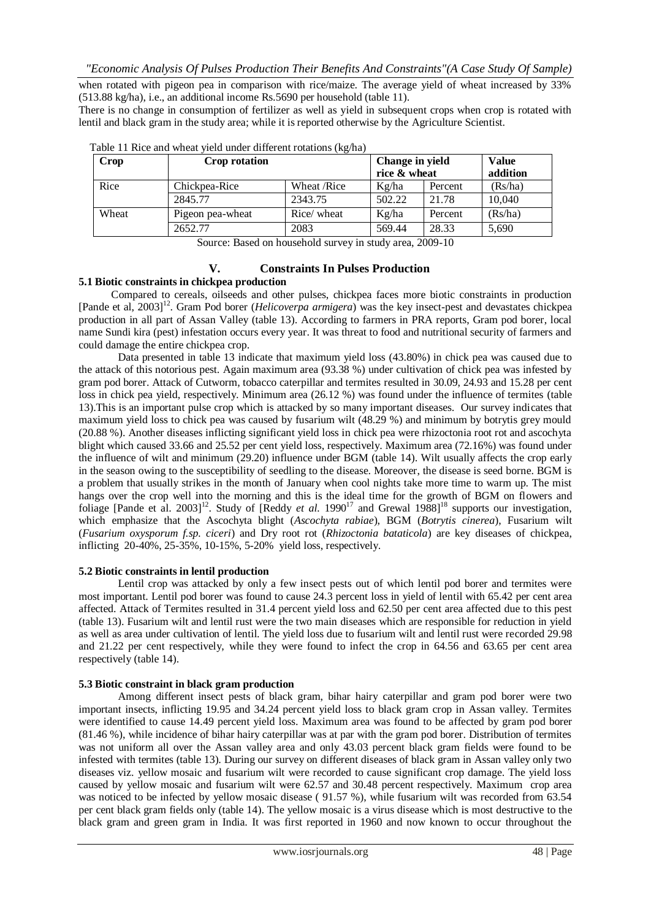when rotated with pigeon pea in comparison with rice/maize. The average yield of wheat increased by 33% (513.88 kg/ha), i.e., an additional income Rs.5690 per household (table 11).

There is no change in consumption of fertilizer as well as yield in subsequent crops when crop is rotated with lentil and black gram in the study area; while it is reported otherwise by the Agriculture Scientist.

Table 11 Rice and wheat yield under different rotations (kg/ha)

| Crop | Crop rotation | | Change in yield rice & wheat | | Value addition |
|---|---|---|---|---|---|
| Rice | Chickpea-Rice | Wheat /Rice | Kg/ha | Percent | (Rs/ha) |
| | 2845.77 | 2343.75 | 502.22 | 21.78 | 10,040 |
| Wheat | Pigeon pea-wheat | Rice/ wheat | Kg/ha | Percent | (Rs/ha) |
| | 2652.77 | 2083 | 569.44 | 28.33 | 5,690 |

Source: Based on household survey in study area, 2009-10

## V. Constraints In Pulses Production

### 5.1 Biotic constraints in chickpea production

Compared to cereals, oilseeds and other pulses, chickpea faces more biotic constraints in production [Pande et al, 2003][12]. Gram Pod borer (*Helicoverpa armigera*) was the key insect-pest and devastates chickpea production in all part of Assan Valley (table 13). According to farmers in PRA reports, Gram pod borer, local name Sundi kira (pest) infestation occurs every year. It was threat to food and nutritional security of farmers and could damage the entire chickpea crop.

Data presented in table 13 indicate that maximum yield loss (43.80%) in chick pea was caused due to the attack of this notorious pest. Again maximum area (93.38 %) under cultivation of chick pea was infested by gram pod borer. Attack of Cutworm, tobacco caterpillar and termites resulted in 30.09, 24.93 and 15.28 per cent loss in chick pea yield, respectively. Minimum area (26.12 %) was found under the influence of termites (table 13).This is an important pulse crop which is attacked by so many important diseases. Our survey indicates that maximum yield loss to chick pea was caused by fusarium wilt (48.29 %) and minimum by botrytis grey mould (20.88 %). Another diseases inflicting significant yield loss in chick pea were rhizoctonia root rot and ascochyta blight which caused 33.66 and 25.52 per cent yield loss, respectively. Maximum area (72.16%) was found under the influence of wilt and minimum (29.20) influence under BGM (table 14). Wilt usually affects the crop early in the season owing to the susceptibility of seedling to the disease. Moreover, the disease is seed borne. BGM is a problem that usually strikes in the month of January when cool nights take more time to warm up. The mist hangs over the crop well into the morning and this is the ideal time for the growth of BGM on flowers and foliage [Pande et al. 2003][12]. Study of [Reddy *et al.* 1990[17] and Grewal 1988][18] supports our investigation, which emphasize that the Ascochyta blight (*Ascochyta rabiae*), BGM (*Botrytis cinerea*), Fusarium wilt (*Fusarium oxysporum f.sp. ciceri*) and Dry root rot (*Rhizoctonia bataticola*) are key diseases of chickpea, inflicting 20-40%, 25-35%, 10-15%, 5-20% yield loss, respectively.

### 5.2 Biotic constraints in lentil production

Lentil crop was attacked by only a few insect pests out of which lentil pod borer and termites were most important. Lentil pod borer was found to cause 24.3 percent loss in yield of lentil with 65.42 per cent area affected. Attack of Termites resulted in 31.4 percent yield loss and 62.50 per cent area affected due to this pest (table 13). Fusarium wilt and lentil rust were the two main diseases which are responsible for reduction in yield as well as area under cultivation of lentil. The yield loss due to fusarium wilt and lentil rust were recorded 29.98 and 21.22 per cent respectively, while they were found to infect the crop in 64.56 and 63.65 per cent area respectively (table 14).

### 5.3 Biotic constraint in black gram production

Among different insect pests of black gram, bihar hairy caterpillar and gram pod borer were two important insects, inflicting 19.95 and 34.24 percent yield loss to black gram crop in Assan valley. Termites were identified to cause 14.49 percent yield loss. Maximum area was found to be affected by gram pod borer (81.46 %), while incidence of bihar hairy caterpillar was at par with the gram pod borer. Distribution of termites was not uniform all over the Assan valley area and only 43.03 percent black gram fields were found to be infested with termites (table 13). During our survey on different diseases of black gram in Assan valley only two diseases viz. yellow mosaic and fusarium wilt were recorded to cause significant crop damage. The yield loss caused by yellow mosaic and fusarium wilt were 62.57 and 30.48 percent respectively. Maximum crop area was noticed to be infected by yellow mosaic disease ( 91.57 %), while fusarium wilt was recorded from 63.54 per cent black gram fields only (table 14). The yellow mosaic is a virus disease which is most destructive to the black gram and green gram in India. It was first reported in 1960 and now known to occur throughout the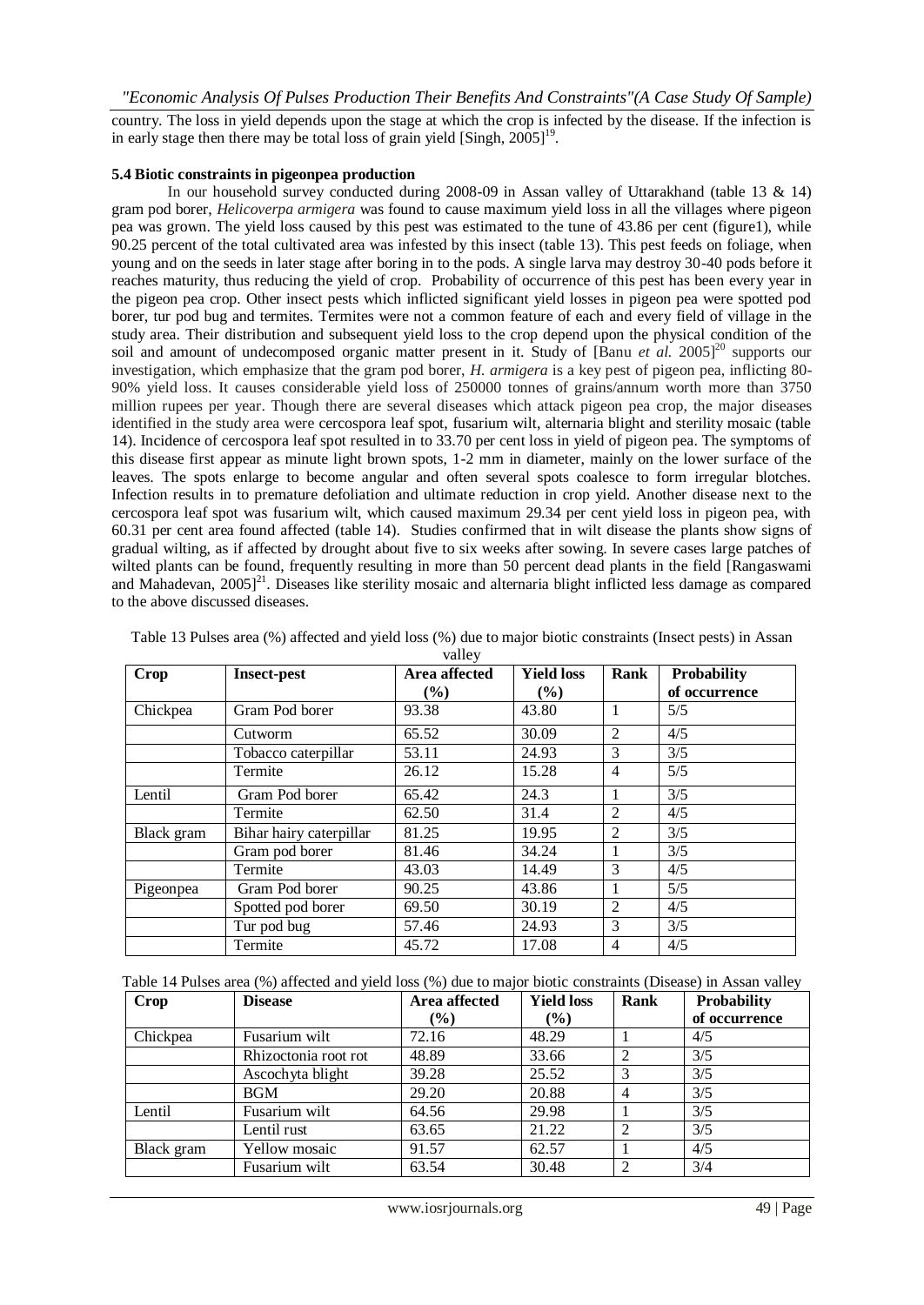country. The loss in yield depends upon the stage at which the crop is infected by the disease. If the infection is in early stage then there may be total loss of grain yield [Singh, 2005][19].

### 5.4 Biotic constraints in pigeonpea production

In our household survey conducted during 2008-09 in Assan valley of Uttarakhand (table 13 & 14) gram pod borer, *Helicoverpa armigera* was found to cause maximum yield loss in all the villages where pigeon pea was grown. The yield loss caused by this pest was estimated to the tune of 43.86 per cent (figure1), while 90.25 percent of the total cultivated area was infested by this insect (table 13). This pest feeds on foliage, when young and on the seeds in later stage after boring in to the pods. A single larva may destroy 30-40 pods before it reaches maturity, thus reducing the yield of crop. Probability of occurrence of this pest has been every year in the pigeon pea crop. Other insect pests which inflicted significant yield losses in pigeon pea were spotted pod borer, tur pod bug and termites. Termites were not a common feature of each and every field of village in the study area. Their distribution and subsequent yield loss to the crop depend upon the physical condition of the soil and amount of undecomposed organic matter present in it. Study of [Banu *et al.* 2005][20] supports our investigation, which emphasize that the gram pod borer, *H. armigera* is a key pest of pigeon pea, inflicting 80-90% yield loss. It causes considerable yield loss of 250000 tonnes of grains/annum worth more than 3750 million rupees per year. Though there are several diseases which attack pigeon pea crop, the major diseases identified in the study area were cercospora leaf spot, fusarium wilt, alternaria blight and sterility mosaic (table 14). Incidence of cercospora leaf spot resulted in to 33.70 per cent loss in yield of pigeon pea. The symptoms of this disease first appear as minute light brown spots, 1-2 mm in diameter, mainly on the lower surface of the leaves. The spots enlarge to become angular and often several spots coalesce to form irregular blotches. Infection results in to premature defoliation and ultimate reduction in crop yield. Another disease next to the cercospora leaf spot was fusarium wilt, which caused maximum 29.34 per cent yield loss in pigeon pea, with 60.31 per cent area found affected (table 14). Studies confirmed that in wilt disease the plants show signs of gradual wilting, as if affected by drought about five to six weeks after sowing. In severe cases large patches of wilted plants can be found, frequently resulting in more than 50 percent dead plants in the field [Rangaswami and Mahadevan, 2005][21]. Diseases like sterility mosaic and alternaria blight inflicted less damage as compared to the above discussed diseases.

Table 13 Pulses area (%) affected and yield loss (%) due to major biotic constraints (Insect pests) in Assan valley

| Crop | Insect-pest | Area affected (%) | Yield loss (%) | Rank | Probability of occurrence |
|---|---|---|---|---|---|
| Chickpea | Gram Pod borer | 93.38 | 43.80 | 1 | 5/5 |
| | Cutworm | 65.52 | 30.09 | 2 | 4/5 |
| | Tobacco caterpillar | 53.11 | 24.93 | 3 | 3/5 |
| | Termite | 26.12 | 15.28 | 4 | 5/5 |
| Lentil | Gram Pod borer | 65.42 | 24.3 | 1 | 3/5 |
| | Termite | 62.50 | 31.4 | 2 | 4/5 |
| Black gram | Bihar hairy caterpillar | 81.25 | 19.95 | 2 | 3/5 |
| | Gram pod borer | 81.46 | 34.24 | 1 | 3/5 |
| | Termite | 43.03 | 14.49 | 3 | 4/5 |
| Pigeonpea | Gram Pod borer | 90.25 | 43.86 | 1 | 5/5 |
| | Spotted pod borer | 69.50 | 30.19 | 2 | 4/5 |
| | Tur pod bug | 57.46 | 24.93 | 3 | 3/5 |
| | Termite | 45.72 | 17.08 | 4 | 4/5 |

Table 14 Pulses area (%) affected and yield loss (%) due to major biotic constraints (Disease) in Assan valley

| Crop | Disease | Area affected (%) | Yield loss (%) | Rank | Probability of occurrence |
|---|---|---|---|---|---|
| Chickpea | Fusarium wilt | 72.16 | 48.29 | 1 | 4/5 |
| | Rhizoctonia root rot | 48.89 | 33.66 | 2 | 3/5 |
| | Ascochyta blight | 39.28 | 25.52 | 3 | 3/5 |
| | BGM | 29.20 | 20.88 | 4 | 3/5 |
| Lentil | Fusarium wilt | 64.56 | 29.98 | 1 | 3/5 |
| | Lentil rust | 63.65 | 21.22 | 2 | 3/5 |
| Black gram | Yellow mosaic | 91.57 | 62.57 | 1 | 4/5 |
| | Fusarium wilt | 63.54 | 30.48 | 2 | 3/4 |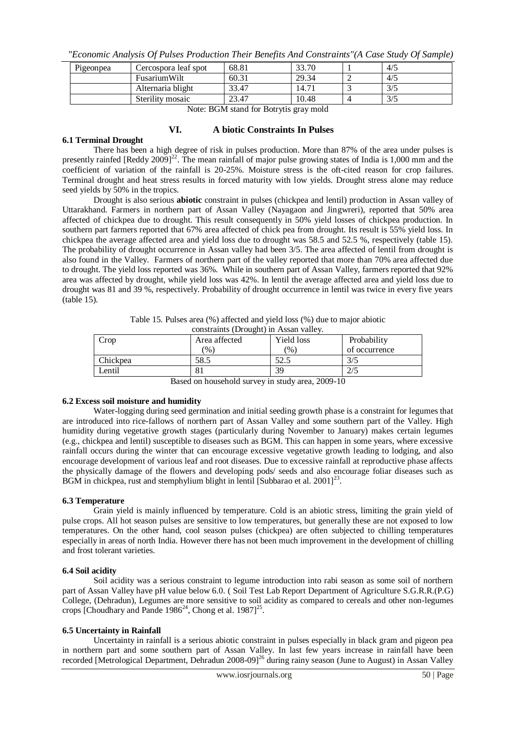| Pigeonpea | Cercospora leaf spot | 68.81 | 33.70 | 1 | 4/5 |
|---|---|---|---|---|---|
| | FusariumWilt | 60.31 | 29.34 | 2 | 4/5 |
| | Alternaria blight | 33.47 | 14.71 | 3 | 3/5 |
| | Sterility mosaic | 23.47 | 10.48 | 4 | 3/5 |

Note: BGM stand for Botrytis gray mold

## VI. A biotic Constraints In Pulses

### 6.1 Terminal Drought

There has been a high degree of risk in pulses production. More than 87% of the area under pulses is presently rainfed [Reddy 2009][22]. The mean rainfall of major pulse growing states of India is 1,000 mm and the coefficient of variation of the rainfall is 20-25%. Moisture stress is the oft-cited reason for crop failures. Terminal drought and heat stress results in forced maturity with low yields. Drought stress alone may reduce seed yields by 50% in the tropics.

Drought is also serious **abiotic** constraint in pulses (chickpea and lentil) production in Assan valley of Uttarakhand. Farmers in northern part of Assan Valley (Nayagaon and Jingwreri), reported that 50% area affected of chickpea due to drought. This result consequently in 50% yield losses of chickpea production. In southern part farmers reported that 67% area affected of chick pea from drought. Its result is 55% yield loss. In chickpea the average affected area and yield loss due to drought was 58.5 and 52.5 %, respectively (table 15). The probability of drought occurrence in Assan valley had been 3/5. The area affected of lentil from drought is also found in the Valley. Farmers of northern part of the valley reported that more than 70% area affected due to drought. The yield loss reported was 36%. While in southern part of Assan Valley, farmers reported that 92% area was affected by drought, while yield loss was 42%. In lentil the average affected area and yield loss due to drought was 81 and 39 %, respectively. Probability of drought occurrence in lentil was twice in every five years (table 15).

Table 15. Pulses area (%) affected and yield loss (%) due to major abiotic constraints (Drought) in Assan valley.

| Crop | Area affected (%) | Yield loss (%) | Probability of occurrence |
|---|---|---|---|
| Chickpea | 58.5 | 52.5 | 3/5 |
| Lentil | 81 | 39 | 2/5 |

Based on household survey in study area, 2009-10

### 6.2 Excess soil moisture and humidity

Water-logging during seed germination and initial seeding growth phase is a constraint for legumes that are introduced into rice-fallows of northern part of Assan Valley and some southern part of the Valley. High humidity during vegetative growth stages (particularly during November to January) makes certain legumes (e.g., chickpea and lentil) susceptible to diseases such as BGM. This can happen in some years, where excessive rainfall occurs during the winter that can encourage excessive vegetative growth leading to lodging, and also encourage development of various leaf and root diseases. Due to excessive rainfall at reproductive phase affects the physically damage of the flowers and developing pods/ seeds and also encourage foliar diseases such as BGM in chickpea, rust and stemphylium blight in lentil [Subbarao et al. 2001][23].

### 6.3 Temperature

Grain yield is mainly influenced by temperature. Cold is an abiotic stress, limiting the grain yield of pulse crops. All hot season pulses are sensitive to low temperatures, but generally these are not exposed to low temperatures. On the other hand, cool season pulses (chickpea) are often subjected to chilling temperatures especially in areas of north India. However there has not been much improvement in the development of chilling and frost tolerant varieties.

### 6.4 Soil acidity

Soil acidity was a serious constraint to legume introduction into rabi season as some soil of northern part of Assan Valley have pH value below 6.0. ( Soil Test Lab Report Department of Agriculture S.G.R.R.(P.G) College, (Dehradun), Legumes are more sensitive to soil acidity as compared to cereals and other non-legumes crops [Choudhary and Pande 1986[24], Chong et al. 1987][25].

### 6.5 Uncertainty in Rainfall

Uncertainty in rainfall is a serious abiotic constraint in pulses especially in black gram and pigeon pea in northern part and some southern part of Assan Valley. In last few years increase in rainfall have been recorded [Metrological Department, Dehradun 2008-09][26] during rainy season (June to August) in Assan Valley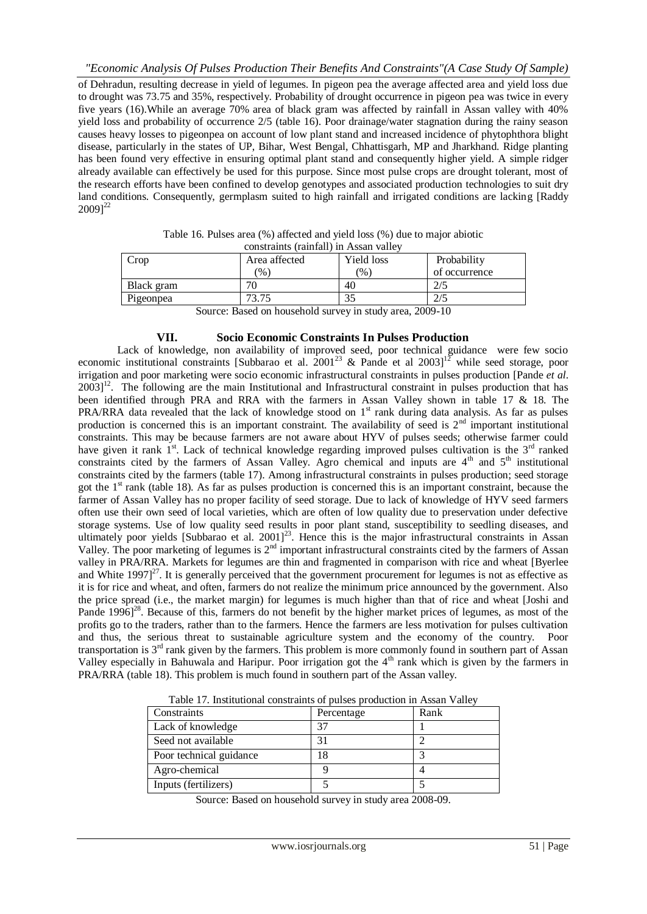of Dehradun, resulting decrease in yield of legumes. In pigeon pea the average affected area and yield loss due to drought was 73.75 and 35%, respectively. Probability of drought occurrence in pigeon pea was twice in every five years (16).While an average 70% area of black gram was affected by rainfall in Assan valley with 40% yield loss and probability of occurrence 2/5 (table 16). Poor drainage/water stagnation during the rainy season causes heavy losses to pigeonpea on account of low plant stand and increased incidence of phytophthora blight disease, particularly in the states of UP, Bihar, West Bengal, Chhattisgarh, MP and Jharkhand. Ridge planting has been found very effective in ensuring optimal plant stand and consequently higher yield. A simple ridger already available can effectively be used for this purpose. Since most pulse crops are drought tolerant, most of the research efforts have been confined to develop genotypes and associated production technologies to suit dry land conditions. Consequently, germplasm suited to high rainfall and irrigated conditions are lacking [Raddy 2009][22]

Table 16. Pulses area (%) affected and yield loss (%) due to major abiotic constraints (rainfall) in Assan valley

| Crop | Area affected (%) | Yield loss (%) | Probability of occurrence |
|---|---|---|---|
| Black gram | 70 | 40 | 2/5 |
| Pigeonpea | 73.75 | 35 | 2/5 |

Source: Based on household survey in study area, 2009-10

## VII. Socio Economic Constraints In Pulses Production

Lack of knowledge, non availability of improved seed, poor technical guidance were few socio economic institutional constraints [Subbarao et al. 2001[23] & Pande et al 2003][12] while seed storage, poor irrigation and poor marketing were socio economic infrastructural constraints in pulses production [Pande *et al.* 2003][12]. The following are the main Institutional and Infrastructural constraint in pulses production that has been identified through PRA and RRA with the farmers in Assan Valley shown in table 17 & 18. The PRA/RRA data revealed that the lack of knowledge stood on 1[st] rank during data analysis. As far as pulses production is concerned this is an important constraint. The availability of seed is 2[nd] important institutional constraints. This may be because farmers are not aware about HYV of pulses seeds; otherwise farmer could have given it rank 1[st]. Lack of technical knowledge regarding improved pulses cultivation is the 3[rd] ranked constraints cited by the farmers of Assan Valley. Agro chemical and inputs are 4[th] and 5[th] institutional constraints cited by the farmers (table 17). Among infrastructural constraints in pulses production; seed storage got the 1[st] rank (table 18). As far as pulses production is concerned this is an important constraint, because the farmer of Assan Valley has no proper facility of seed storage. Due to lack of knowledge of HYV seed farmers often use their own seed of local varieties, which are often of low quality due to preservation under defective storage systems. Use of low quality seed results in poor plant stand, susceptibility to seedling diseases, and ultimately poor yields [Subbarao et al. 2001][23]. Hence this is the major infrastructural constraints in Assan Valley. The poor marketing of legumes is 2[nd] important infrastructural constraints cited by the farmers of Assan valley in PRA/RRA. Markets for legumes are thin and fragmented in comparison with rice and wheat [Byerlee and White 1997][27]. It is generally perceived that the government procurement for legumes is not as effective as it is for rice and wheat, and often, farmers do not realize the minimum price announced by the government. Also the price spread (i.e., the market margin) for legumes is much higher than that of rice and wheat [Joshi and Pande 1996][28]. Because of this, farmers do not benefit by the higher market prices of legumes, as most of the profits go to the traders, rather than to the farmers. Hence the farmers are less motivation for pulses cultivation and thus, the serious threat to sustainable agriculture system and the economy of the country. Poor transportation is 3[rd] rank given by the farmers. This problem is more commonly found in southern part of Assan Valley especially in Bahuwala and Haripur. Poor irrigation got the 4[th] rank which is given by the farmers in PRA/RRA (table 18). This problem is much found in southern part of the Assan valley.

Table 17. Institutional constraints of pulses production in Assan Valley

| Constraints | Percentage | Rank |
|---|---|---|
| Lack of knowledge | 37 | 1 |
| Seed not available | 31 | 2 |
| Poor technical guidance | 18 | 3 |
| Agro-chemical | 9 | 4 |
| Inputs (fertilizers) | 5 | 5 |

Source: Based on household survey in study area 2008-09.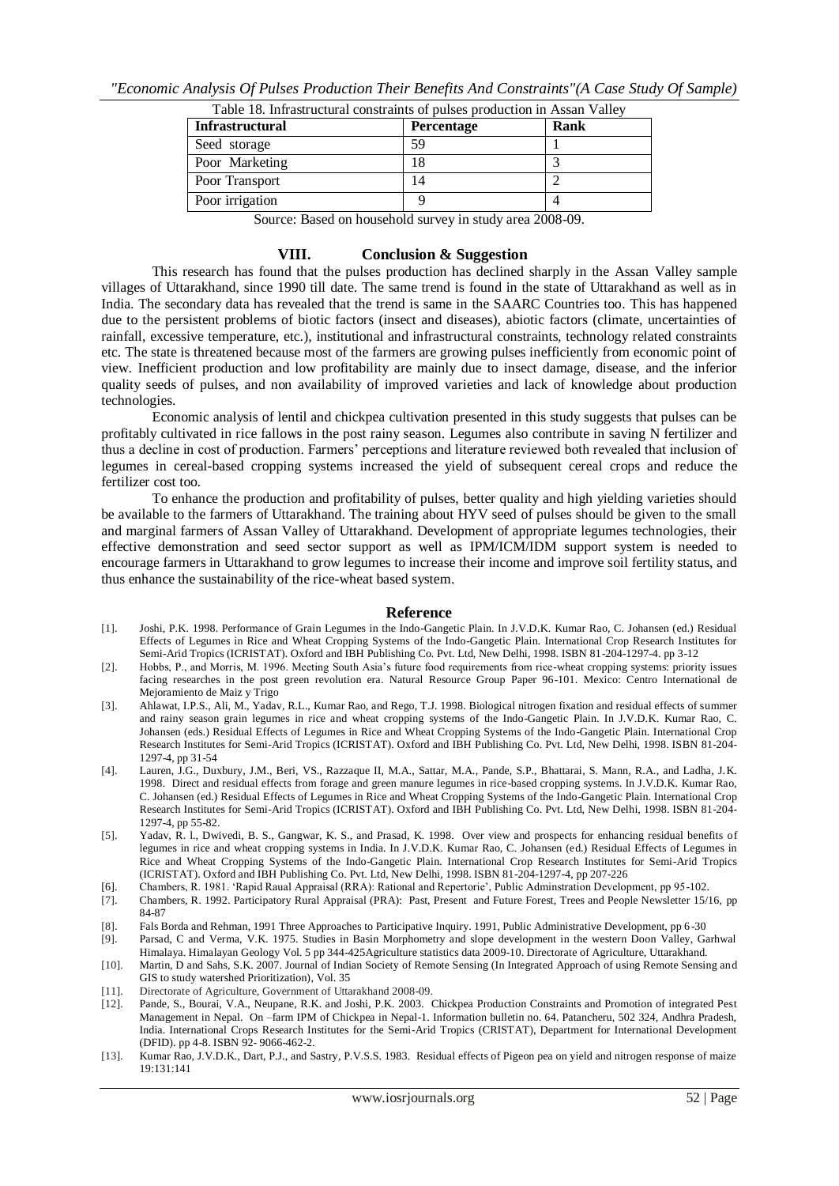Table 18. Infrastructural constraints of pulses production in Assan Valley

| Infrastructural | Percentage | Rank |
| --- | --- | --- |
| Seed storage | 59 | 1 |
| Poor Marketing | 18 | 3 |
| Poor Transport | 14 | 2 |
| Poor irrigation | 9 | 4 |

Source: Based on household survey in study area 2008-09.

## VIII. Conclusion & Suggestion

This research has found that the pulses production has declined sharply in the Assan Valley sample villages of Uttarakhand, since 1990 till date. The same trend is found in the state of Uttarakhand as well as in India. The secondary data has revealed that the trend is same in the SAARC Countries too. This has happened due to the persistent problems of biotic factors (insect and diseases), abiotic factors (climate, uncertainties of rainfall, excessive temperature, etc.), institutional and infrastructural constraints, technology related constraints etc. The state is threatened because most of the farmers are growing pulses inefficiently from economic point of view. Inefficient production and low profitability are mainly due to insect damage, disease, and the inferior quality seeds of pulses, and non availability of improved varieties and lack of knowledge about production technologies.

Economic analysis of lentil and chickpea cultivation presented in this study suggests that pulses can be profitably cultivated in rice fallows in the post rainy season. Legumes also contribute in saving N fertilizer and thus a decline in cost of production. Farmers' perceptions and literature reviewed both revealed that inclusion of legumes in cereal-based cropping systems increased the yield of subsequent cereal crops and reduce the fertilizer cost too.

To enhance the production and profitability of pulses, better quality and high yielding varieties should be available to the farmers of Uttarakhand. The training about HYV seed of pulses should be given to the small and marginal farmers of Assan Valley of Uttarakhand. Development of appropriate legumes technologies, their effective demonstration and seed sector support as well as IPM/ICM/IDM support system is needed to encourage farmers in Uttarakhand to grow legumes to increase their income and improve soil fertility status, and thus enhance the sustainability of the rice-wheat based system.

## Reference

[1]. Joshi, P.K. 1998. Performance of Grain Legumes in the Indo-Gangetic Plain. In J.V.D.K. Kumar Rao, C. Johansen (ed.) Residual Effects of Legumes in Rice and Wheat Cropping Systems of the Indo-Gangetic Plain. International Crop Research Institutes for Semi-Arid Tropics (ICRISTAT). Oxford and IBH Publishing Co. Pvt. Ltd, New Delhi, 1998. ISBN 81-204-1297-4. pp 3-12

[2]. Hobbs, P., and Morris, M. 1996. Meeting South Asia's future food requirements from rice-wheat cropping systems: priority issues facing researches in the post green revolution era. Natural Resource Group Paper 96-101. Mexico: Centro International de Mejoramiento de Maiz y Trigo

[3]. Ahlawat, I.P.S., Ali, M., Yadav, R.L., Kumar Rao, and Rego, T.J. 1998. Biological nitrogen fixation and residual effects of summer and rainy season grain legumes in rice and wheat cropping systems of the Indo-Gangetic Plain. In J.V.D.K. Kumar Rao, C. Johansen (eds.) Residual Effects of Legumes in Rice and Wheat Cropping Systems of the Indo-Gangetic Plain. International Crop Research Institutes for Semi-Arid Tropics (ICRISTAT). Oxford and IBH Publishing Co. Pvt. Ltd, New Delhi, 1998. ISBN 81-204-1297-4, pp 31-54

[4]. Lauren, J.G., Duxbury, J.M., Beri, VS., Razzaque II, M.A., Sattar, M.A., Pande, S.P., Bhattarai, S. Mann, R.A., and Ladha, J.K. 1998. Direct and residual effects from forage and green manure legumes in rice-based cropping systems. In J.V.D.K. Kumar Rao, C. Johansen (ed.) Residual Effects of Legumes in Rice and Wheat Cropping Systems of the Indo-Gangetic Plain. International Crop Research Institutes for Semi-Arid Tropics (ICRISTAT). Oxford and IBH Publishing Co. Pvt. Ltd, New Delhi, 1998. ISBN 81-204-1297-4, pp 55-82.

[5]. Yadav, R. l., Dwivedi, B. S., Gangwar, K. S., and Prasad, K. 1998. Over view and prospects for enhancing residual benefits of legumes in rice and wheat cropping systems in India. In J.V.D.K. Kumar Rao, C. Johansen (ed.) Residual Effects of Legumes in Rice and Wheat Cropping Systems of the Indo-Gangetic Plain. International Crop Research Institutes for Semi-Arid Tropics (ICRISTAT). Oxford and IBH Publishing Co. Pvt. Ltd, New Delhi, 1998. ISBN 81-204-1297-4, pp 207-226

[6]. Chambers, R. 1981. 'Rapid Raual Appraisal (RRA): Rational and Repertorie', Public Adminstration Development, pp 95-102.

[7]. Chambers, R. 1992. Participatory Rural Appraisal (PRA): Past, Present and Future Forest, Trees and People Newsletter 15/16, pp 84-87

[8]. Fals Borda and Rehman, 1991 Three Approaches to Participative Inquiry. 1991, Public Administrative Development, pp 6-30

[9]. Parsad, C and Verma, V.K. 1975. Studies in Basin Morphometry and slope development in the western Doon Valley, Garhwal Himalaya. Himalayan Geology Vol. 5 pp 344-425Agriculture statistics data 2009-10. Directorate of Agriculture, Uttarakhand.

[10]. Martin, D and Sahs, S.K. 2007. Journal of Indian Society of Remote Sensing (In Integrated Approach of using Remote Sensing and GIS to study watershed Prioritization), Vol. 35

[11]. Directorate of Agriculture, Government of Uttarakhand 2008-09.

[12]. Pande, S., Bourai, V.A., Neupane, R.K. and Joshi, P.K. 2003. Chickpea Production Constraints and Promotion of integrated Pest Management in Nepal. On –farm IPM of Chickpea in Nepal-1. Information bulletin no. 64. Patancheru, 502 324, Andhra Pradesh, India. International Crops Research Institutes for the Semi-Arid Tropics (CRISTAT), Department for International Development (DFID). pp 4-8. ISBN 92- 9066-462-2.

[13]. Kumar Rao, J.V.D.K., Dart, P.J., and Sastry, P.V.S.S. 1983. Residual effects of Pigeon pea on yield and nitrogen response of maize 19:131:141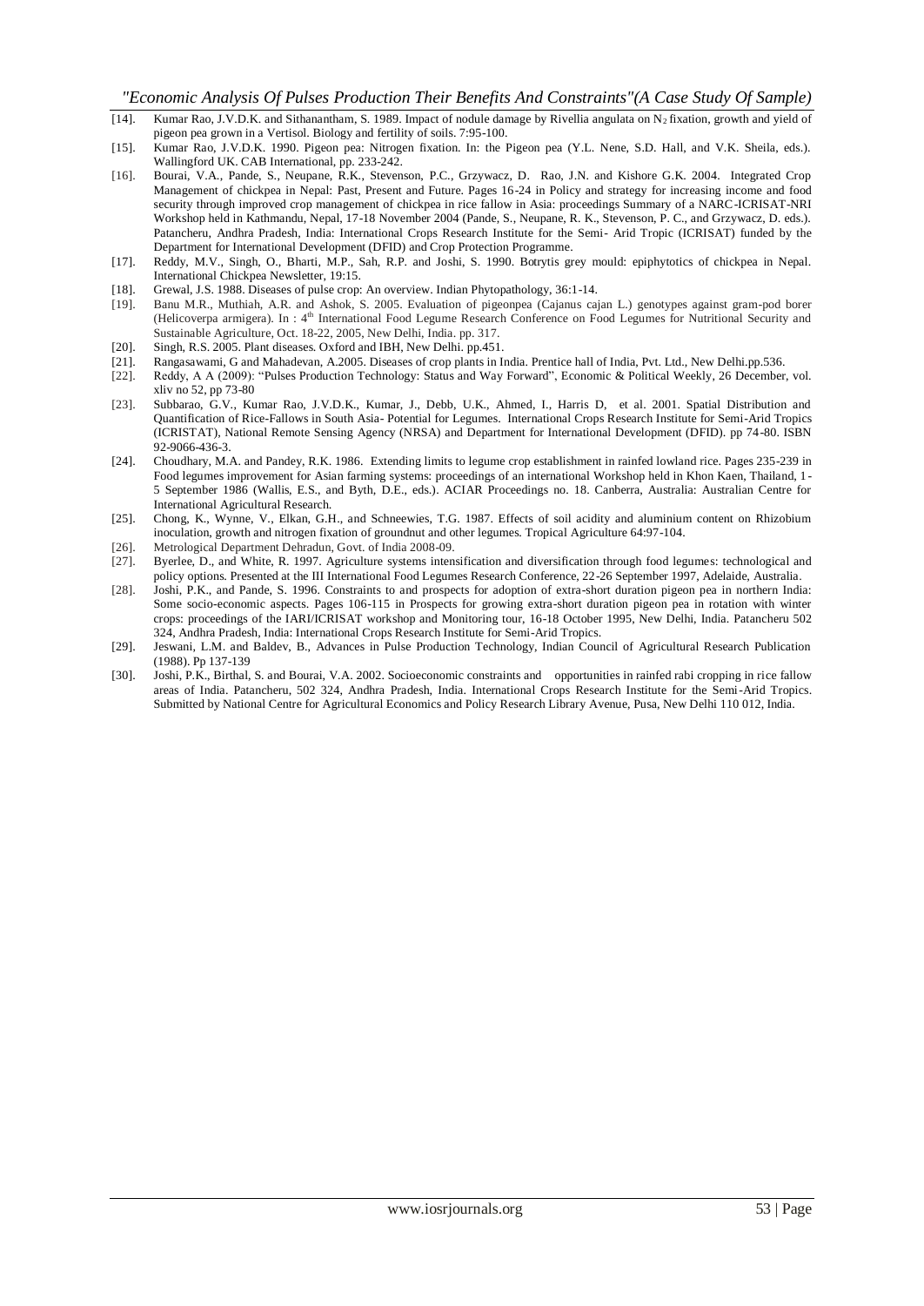[14]. Kumar Rao, J.V.D.K. and Sithanantham, S. 1989. Impact of nodule damage by Rivellia angulata on $N_2$ fixation, growth and yield of pigeon pea grown in a Vertisol. Biology and fertility of soils. 7:95-100.

[15]. Kumar Rao, J.V.D.K. 1990. Pigeon pea: Nitrogen fixation. In: the Pigeon pea (Y.L. Nene, S.D. Hall, and V.K. Sheila, eds.). Wallingford UK. CAB International, pp. 233-242.

[16]. Bourai, V.A., Pande, S., Neupane, R.K., Stevenson, P.C., Grzywacz, D. Rao, J.N. and Kishore G.K. 2004. Integrated Crop Management of chickpea in Nepal: Past, Present and Future. Pages 16-24 in Policy and strategy for increasing income and food security through improved crop management of chickpea in rice fallow in Asia: proceedings Summary of a NARC-ICRISAT-NRI Workshop held in Kathmandu, Nepal, 17-18 November 2004 (Pande, S., Neupane, R. K., Stevenson, P. C., and Grzywacz, D. eds.). Patancheru, Andhra Pradesh, India: International Crops Research Institute for the Semi- Arid Tropic (ICRISAT) funded by the Department for International Development (DFID) and Crop Protection Programme.

[17]. Reddy, M.V., Singh, O., Bharti, M.P., Sah, R.P. and Joshi, S. 1990. Botrytis grey mould: epiphytotics of chickpea in Nepal. International Chickpea Newsletter, 19:15.

[18]. Grewal, J.S. 1988. Diseases of pulse crop: An overview. Indian Phytopathology, 36:1-14.

[19]. Banu M.R., Muthiah, A.R. and Ashok, S. 2005. Evaluation of pigeonpea (Cajanus cajan L.) genotypes against gram-pod borer (Helicoverpa armigera). In : 4th International Food Legume Research Conference on Food Legumes for Nutritional Security and Sustainable Agriculture, Oct. 18-22, 2005, New Delhi, India. pp. 317.

[20]. Singh, R.S. 2005. Plant diseases. Oxford and IBH, New Delhi. pp.451.

[21]. Rangasawami, G and Mahadevan, A.2005. Diseases of crop plants in India. Prentice hall of India, Pvt. Ltd., New Delhi.pp.536.

[22]. Reddy, A A (2009): "Pulses Production Technology: Status and Way Forward", Economic & Political Weekly, 26 December, vol. xliv no 52, pp 73-80

[23]. Subbarao, G.V., Kumar Rao, J.V.D.K., Kumar, J., Debb, U.K., Ahmed, I., Harris D, et al. 2001. Spatial Distribution and Quantification of Rice-Fallows in South Asia- Potential for Legumes. International Crops Research Institute for Semi-Arid Tropics (ICRISTAT), National Remote Sensing Agency (NRSA) and Department for International Development (DFID). pp 74-80. ISBN 92-9066-436-3.

[24]. Choudhary, M.A. and Pandey, R.K. 1986. Extending limits to legume crop establishment in rainfed lowland rice. Pages 235-239 in Food legumes improvement for Asian farming systems: proceedings of an international Workshop held in Khon Kaen, Thailand, 1-5 September 1986 (Wallis, E.S., and Byth, D.E., eds.). ACIAR Proceedings no. 18. Canberra, Australia: Australian Centre for International Agricultural Research.

[25]. Chong, K., Wynne, V., Elkan, G.H., and Schneewies, T.G. 1987. Effects of soil acidity and aluminium content on Rhizobium inoculation, growth and nitrogen fixation of groundnut and other legumes. Tropical Agriculture 64:97-104.

[26]. Metrological Department Dehradun, Govt. of India 2008-09.

[27]. Byerlee, D., and White, R. 1997. Agriculture systems intensification and diversification through food legumes: technological and policy options. Presented at the III International Food Legumes Research Conference, 22-26 September 1997, Adelaide, Australia.

[28]. Joshi, P.K., and Pande, S. 1996. Constraints to and prospects for adoption of extra-short duration pigeon pea in northern India: Some socio-economic aspects. Pages 106-115 in Prospects for growing extra-short duration pigeon pea in rotation with winter crops: proceedings of the IARI/ICRISAT workshop and Monitoring tour, 16-18 October 1995, New Delhi, India. Patancheru 502 324, Andhra Pradesh, India: International Crops Research Institute for Semi-Arid Tropics.

[29]. Jeswani, L.M. and Baldev, B., Advances in Pulse Production Technology, Indian Council of Agricultural Research Publication (1988). Pp 137-139

[30]. Joshi, P.K., Birthal, S. and Bourai, V.A. 2002. Socioeconomic constraints and opportunities in rainfed rabi cropping in rice fallow areas of India. Patancheru, 502 324, Andhra Pradesh, India. International Crops Research Institute for the Semi-Arid Tropics. Submitted by National Centre for Agricultural Economics and Policy Research Library Avenue, Pusa, New Delhi 110 012, India.